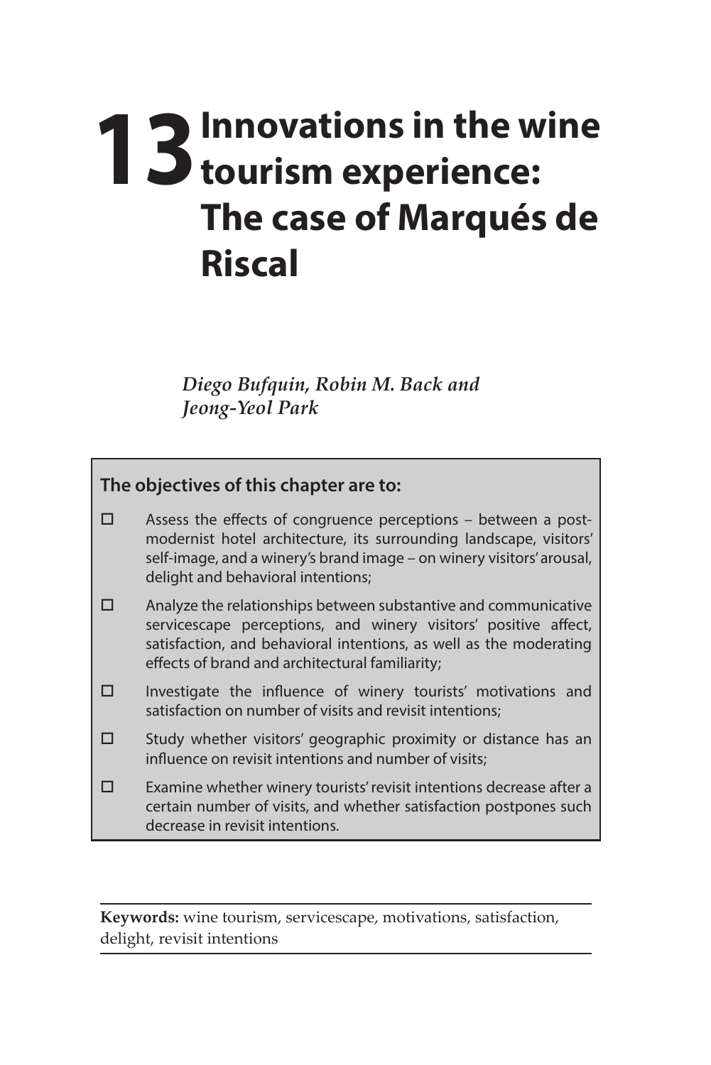# 13 Innovations in the wine tourism experience: The case of Marqués de Riscal

*Diego Bufquin, Robin M. Back and Jeong-Yeol Park*

**The objectives of this chapter are to:**

- ☐ Assess the effects of congruence perceptions – between a post-modernist hotel architecture, its surrounding landscape, visitors' self-image, and a winery's brand image – on winery visitors' arousal, delight and behavioral intentions;
- ☐ Analyze the relationships between substantive and communicative servicescape perceptions, and winery visitors' positive affect, satisfaction, and behavioral intentions, as well as the moderating effects of brand and architectural familiarity;
- ☐ Investigate the influence of winery tourists' motivations and satisfaction on number of visits and revisit intentions;
- ☐ Study whether visitors' geographic proximity or distance has an influence on revisit intentions and number of visits;
- ☐ Examine whether winery tourists' revisit intentions decrease after a certain number of visits, and whether satisfaction postpones such decrease in revisit intentions.

**Keywords:** wine tourism, servicescape, motivations, satisfaction, delight, revisit intentions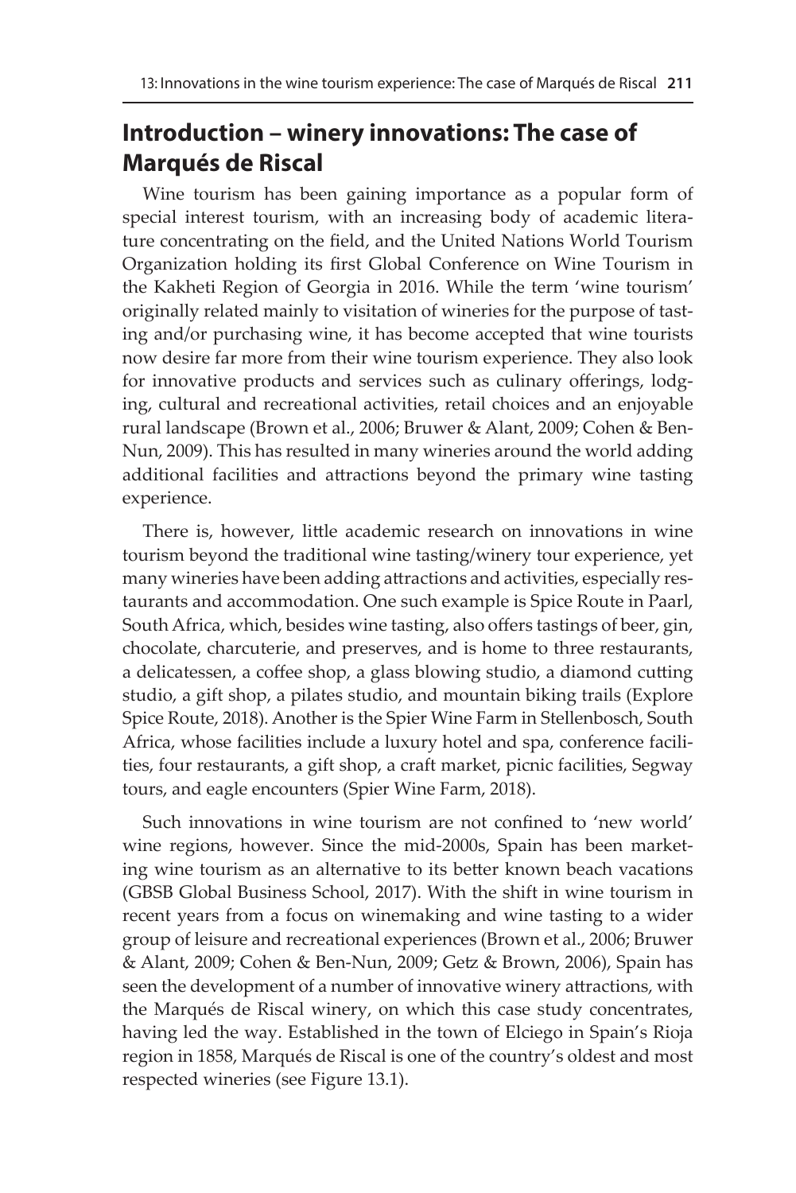## Introduction – winery innovations: The case of Marqués de Riscal

Wine tourism has been gaining importance as a popular form of special interest tourism, with an increasing body of academic literature concentrating on the field, and the United Nations World Tourism Organization holding its first Global Conference on Wine Tourism in the Kakheti Region of Georgia in 2016. While the term 'wine tourism' originally related mainly to visitation of wineries for the purpose of tasting and/or purchasing wine, it has become accepted that wine tourists now desire far more from their wine tourism experience. They also look for innovative products and services such as culinary offerings, lodging, cultural and recreational activities, retail choices and an enjoyable rural landscape (Brown et al., 2006; Bruwer & Alant, 2009; Cohen & Ben-Nun, 2009). This has resulted in many wineries around the world adding additional facilities and attractions beyond the primary wine tasting experience.

There is, however, little academic research on innovations in wine tourism beyond the traditional wine tasting/winery tour experience, yet many wineries have been adding attractions and activities, especially restaurants and accommodation. One such example is Spice Route in Paarl, South Africa, which, besides wine tasting, also offers tastings of beer, gin, chocolate, charcuterie, and preserves, and is home to three restaurants, a delicatessen, a coffee shop, a glass blowing studio, a diamond cutting studio, a gift shop, a pilates studio, and mountain biking trails (Explore Spice Route, 2018). Another is the Spier Wine Farm in Stellenbosch, South Africa, whose facilities include a luxury hotel and spa, conference facilities, four restaurants, a gift shop, a craft market, picnic facilities, Segway tours, and eagle encounters (Spier Wine Farm, 2018).

Such innovations in wine tourism are not confined to 'new world' wine regions, however. Since the mid-2000s, Spain has been marketing wine tourism as an alternative to its better known beach vacations (GBSB Global Business School, 2017). With the shift in wine tourism in recent years from a focus on winemaking and wine tasting to a wider group of leisure and recreational experiences (Brown et al., 2006; Bruwer & Alant, 2009; Cohen & Ben-Nun, 2009; Getz & Brown, 2006), Spain has seen the development of a number of innovative winery attractions, with the Marqués de Riscal winery, on which this case study concentrates, having led the way. Established in the town of Elciego in Spain's Rioja region in 1858, Marqués de Riscal is one of the country's oldest and most respected wineries (see Figure 13.1).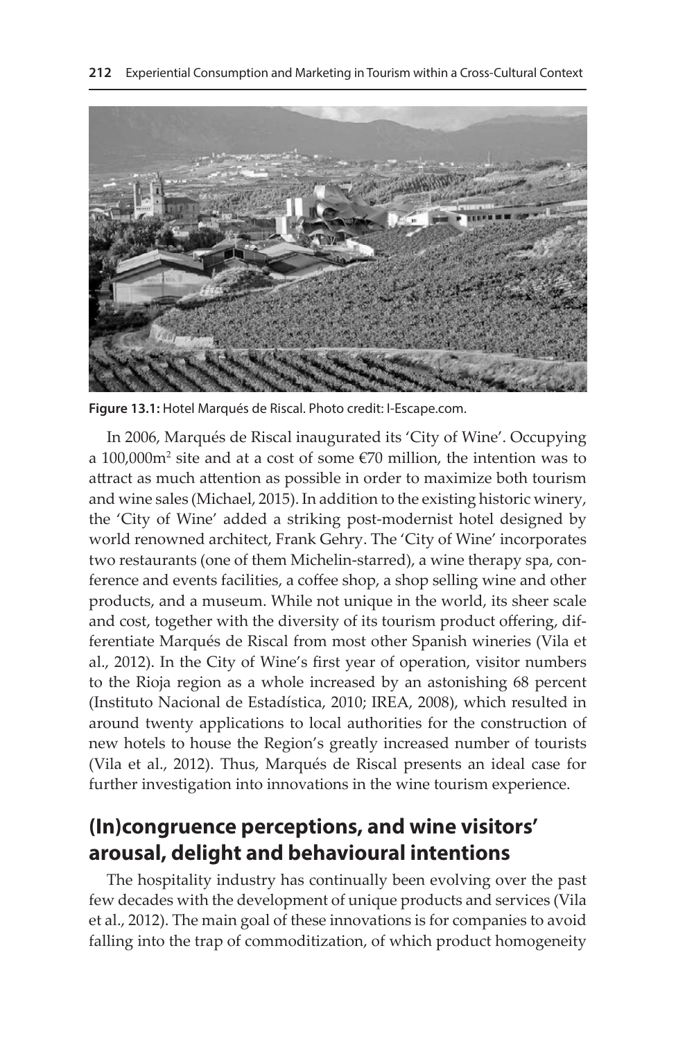Figure 13.1: Hotel Marqués de Riscal. Photo credit: I-Escape.com.

In 2006, Marqués de Riscal inaugurated its 'City of Wine'. Occupying a 100,000m$^2$ site and at a cost of some €70 million, the intention was to attract as much attention as possible in order to maximize both tourism and wine sales (Michael, 2015). In addition to the existing historic winery, the 'City of Wine' added a striking post-modernist hotel designed by world renowned architect, Frank Gehry. The 'City of Wine' incorporates two restaurants (one of them Michelin-starred), a wine therapy spa, conference and events facilities, a coffee shop, a shop selling wine and other products, and a museum. While not unique in the world, its sheer scale and cost, together with the diversity of its tourism product offering, differentiate Marqués de Riscal from most other Spanish wineries (Vila et al., 2012). In the City of Wine's first year of operation, visitor numbers to the Rioja region as a whole increased by an astonishing 68 percent (Instituto Nacional de Estadística, 2010; IREA, 2008), which resulted in around twenty applications to local authorities for the construction of new hotels to house the Region's greatly increased number of tourists (Vila et al., 2012). Thus, Marqués de Riscal presents an ideal case for further investigation into innovations in the wine tourism experience.

## (In)congruence perceptions, and wine visitors' arousal, delight and behavioural intentions

The hospitality industry has continually been evolving over the past few decades with the development of unique products and services (Vila et al., 2012). The main goal of these innovations is for companies to avoid falling into the trap of commoditization, of which product homogeneity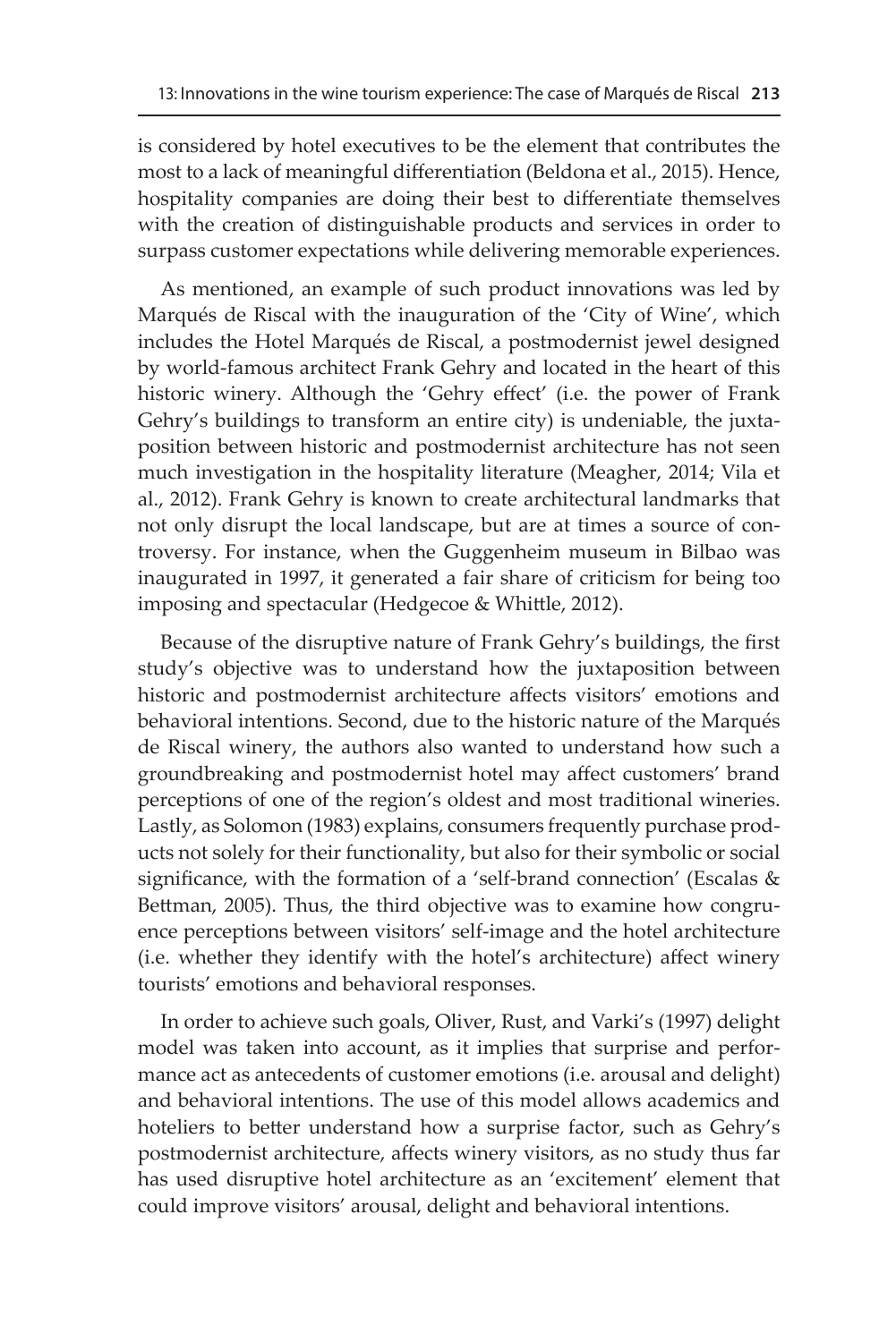is considered by hotel executives to be the element that contributes the most to a lack of meaningful differentiation (Beldona et al., 2015). Hence, hospitality companies are doing their best to differentiate themselves with the creation of distinguishable products and services in order to surpass customer expectations while delivering memorable experiences.

As mentioned, an example of such product innovations was led by Marqués de Riscal with the inauguration of the 'City of Wine', which includes the Hotel Marqués de Riscal, a postmodernist jewel designed by world-famous architect Frank Gehry and located in the heart of this historic winery. Although the 'Gehry effect' (i.e. the power of Frank Gehry's buildings to transform an entire city) is undeniable, the juxtaposition between historic and postmodernist architecture has not seen much investigation in the hospitality literature (Meagher, 2014; Vila et al., 2012). Frank Gehry is known to create architectural landmarks that not only disrupt the local landscape, but are at times a source of controversy. For instance, when the Guggenheim museum in Bilbao was inaugurated in 1997, it generated a fair share of criticism for being too imposing and spectacular (Hedgecoe & Whittle, 2012).

Because of the disruptive nature of Frank Gehry's buildings, the first study's objective was to understand how the juxtaposition between historic and postmodernist architecture affects visitors' emotions and behavioral intentions. Second, due to the historic nature of the Marqués de Riscal winery, the authors also wanted to understand how such a groundbreaking and postmodernist hotel may affect customers' brand perceptions of one of the region's oldest and most traditional wineries. Lastly, as Solomon (1983) explains, consumers frequently purchase products not solely for their functionality, but also for their symbolic or social significance, with the formation of a 'self-brand connection' (Escalas & Bettman, 2005). Thus, the third objective was to examine how congruence perceptions between visitors' self-image and the hotel architecture (i.e. whether they identify with the hotel's architecture) affect winery tourists' emotions and behavioral responses.

In order to achieve such goals, Oliver, Rust, and Varki's (1997) delight model was taken into account, as it implies that surprise and performance act as antecedents of customer emotions (i.e. arousal and delight) and behavioral intentions. The use of this model allows academics and hoteliers to better understand how a surprise factor, such as Gehry's postmodernist architecture, affects winery visitors, as no study thus far has used disruptive hotel architecture as an 'excitement' element that could improve visitors' arousal, delight and behavioral intentions.